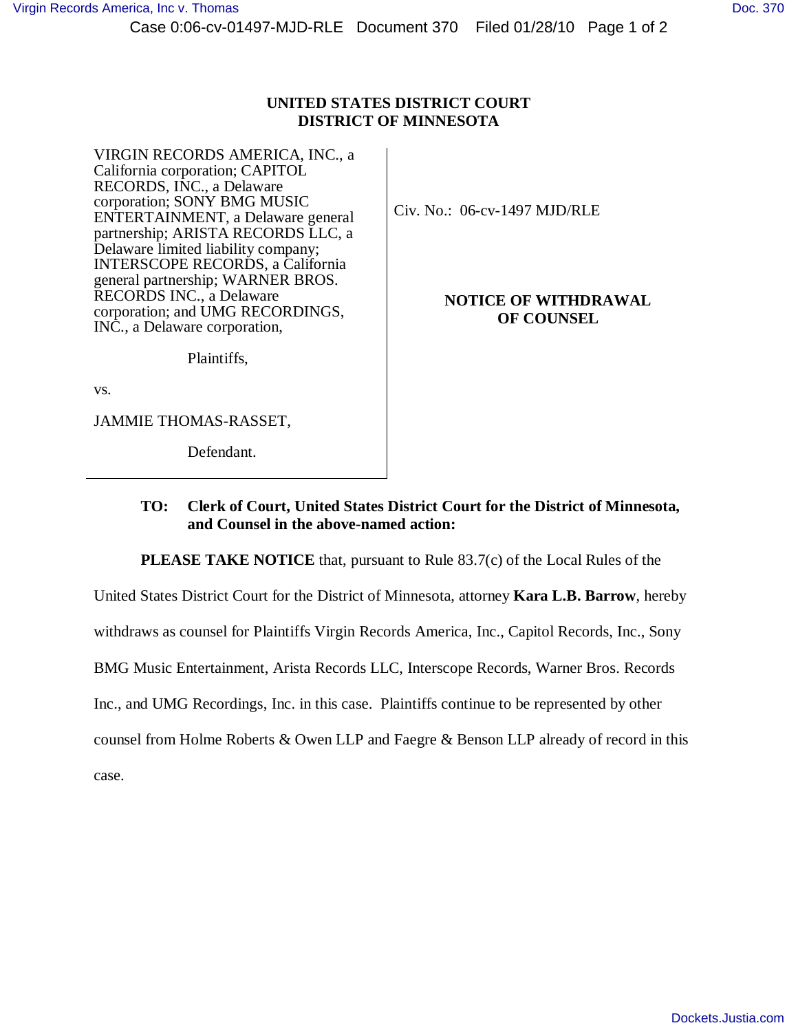**UNITED STATES DISTRICT COURT**
**DISTRICT OF MINNESOTA**

| | |
|---|---|
| VIRGIN RECORDS AMERICA, INC., a California corporation; CAPITOL RECORDS, INC., a Delaware corporation; SONY BMG MUSIC ENTERTAINMENT, a Delaware general partnership; ARISTA RECORDS LLC, a Delaware limited liability company; INTERSCOPE RECORDS, a California general partnership; WARNER BROS. RECORDS INC., a Delaware corporation; and UMG RECORDINGS, INC., a Delaware corporation,<br><br>Plaintiffs,<br><br>vs.<br><br>JAMMIE THOMAS-RASSET,<br><br>Defendant. | Civ. No.: 06-cv-1497 MJD/RLE<br><br>**NOTICE OF WITHDRAWAL OF COUNSEL** |

**TO: Clerk of Court, United States District Court for the District of Minnesota, and Counsel in the above-named action:**

**PLEASE TAKE NOTICE** that, pursuant to Rule 83.7(c) of the Local Rules of the United States District Court for the District of Minnesota, attorney **Kara L.B. Barrow**, hereby withdraws as counsel for Plaintiffs Virgin Records America, Inc., Capitol Records, Inc., Sony BMG Music Entertainment, Arista Records LLC, Interscope Records, Warner Bros. Records Inc., and UMG Recordings, Inc. in this case. Plaintiffs continue to be represented by other counsel from Holme Roberts & Owen LLP and Faegre & Benson LLP already of record in this case.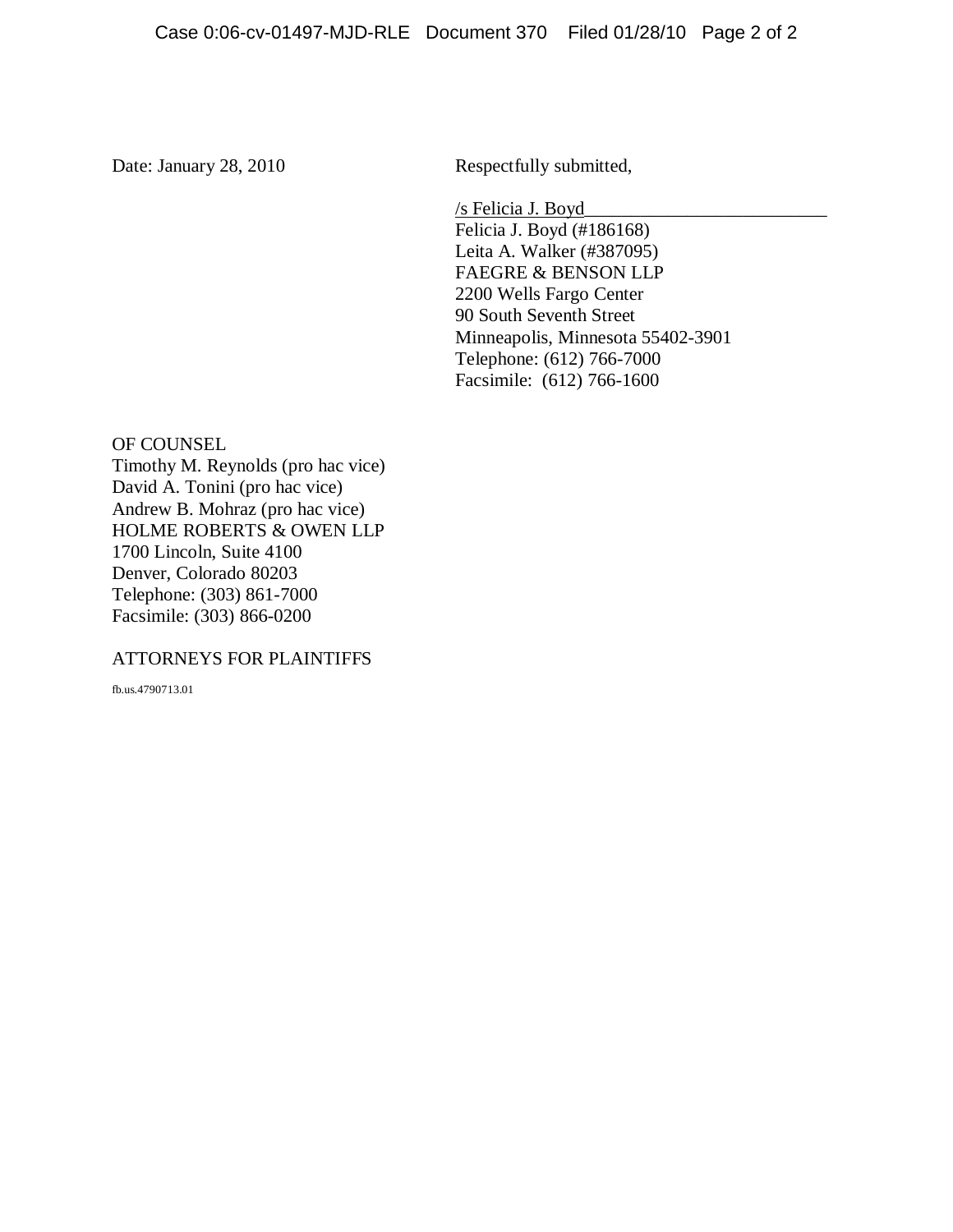Date: January 28, 2010

Respectfully submitted,

/s Felicia J. Boyd
Felicia J. Boyd (#186168)
Leita A. Walker (#387095)
FAEGRE & BENSON LLP
2200 Wells Fargo Center
90 South Seventh Street
Minneapolis, Minnesota 55402-3901
Telephone: (612) 766-7000
Facsimile: (612) 766-1600

OF COUNSEL
Timothy M. Reynolds (pro hac vice)
David A. Tonini (pro hac vice)
Andrew B. Mohraz (pro hac vice)
HOLME ROBERTS & OWEN LLP
1700 Lincoln, Suite 4100
Denver, Colorado 80203
Telephone: (303) 861-7000
Facsimile: (303) 866-0200

ATTORNEYS FOR PLAINTIFFS

fb.us.4790713.01